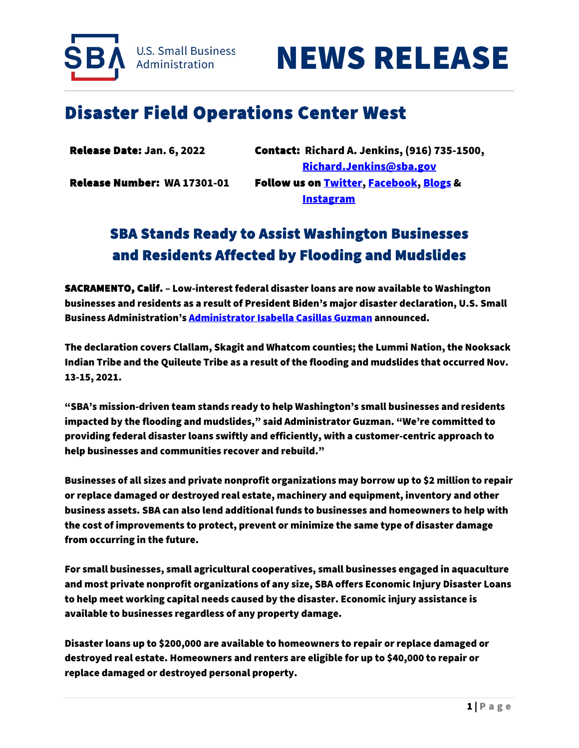U.S. Small Business Administration

# NEWS RELEASE

## Disaster Field Operations Center West

**Release Date:** Jan. 6, 2022 | **Contact:** Richard A. Jenkins, (916) 735-1500, Richard.Jenkins@sba.gov

**Release Number:** WA 17301-01 | **Follow us on** Twitter, Facebook, Blogs & Instagram

### SBA Stands Ready to Assist Washington Businesses and Residents Affected by Flooding and Mudslides

**SACRAMENTO, Calif.** – Low-interest federal disaster loans are now available to Washington businesses and residents as a result of President Biden's major disaster declaration, U.S. Small Business Administration's Administrator Isabella Casillas Guzman announced.

The declaration covers Clallam, Skagit and Whatcom counties; the Lummi Nation, the Nooksack Indian Tribe and the Quileute Tribe as a result of the flooding and mudslides that occurred Nov. 13-15, 2021.

"SBA's mission-driven team stands ready to help Washington's small businesses and residents impacted by the flooding and mudslides," said Administrator Guzman. "We're committed to providing federal disaster loans swiftly and efficiently, with a customer-centric approach to help businesses and communities recover and rebuild."

Businesses of all sizes and private nonprofit organizations may borrow up to $2 million to repair or replace damaged or destroyed real estate, machinery and equipment, inventory and other business assets. SBA can also lend additional funds to businesses and homeowners to help with the cost of improvements to protect, prevent or minimize the same type of disaster damage from occurring in the future.

For small businesses, small agricultural cooperatives, small businesses engaged in aquaculture and most private nonprofit organizations of any size, SBA offers Economic Injury Disaster Loans to help meet working capital needs caused by the disaster. Economic injury assistance is available to businesses regardless of any property damage.

Disaster loans up to $200,000 are available to homeowners to repair or replace damaged or destroyed real estate. Homeowners and renters are eligible for up to $40,000 to repair or replace damaged or destroyed personal property.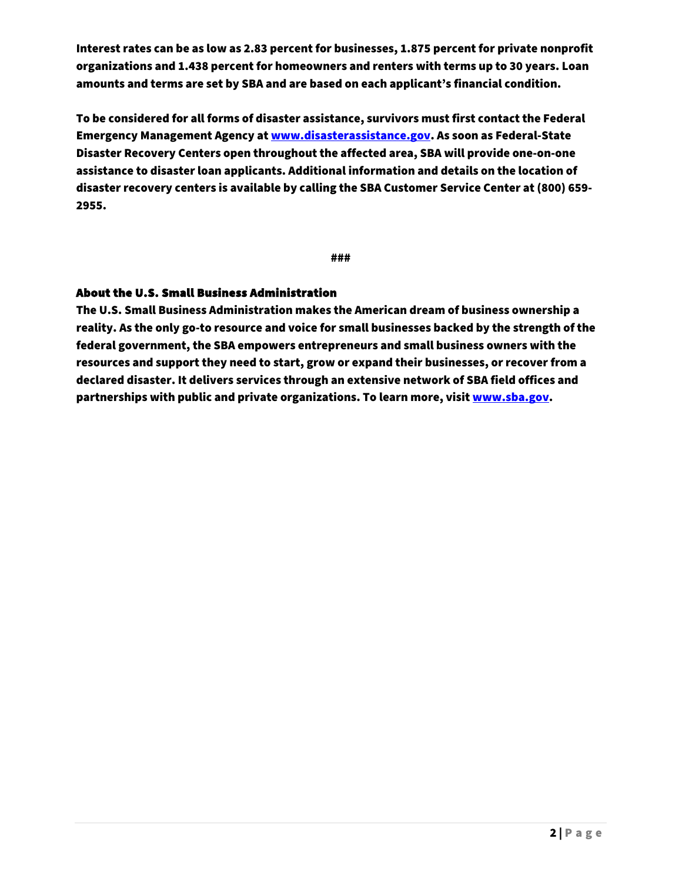**Interest rates can be as low as 2.83 percent for businesses, 1.875 percent for private nonprofit organizations and 1.438 percent for homeowners and renters with terms up to 30 years. Loan amounts and terms are set by SBA and are based on each applicant's financial condition.**

**To be considered for all forms of disaster assistance, survivors must first contact the Federal Emergency Management Agency at [www.disasterassistance.gov](http://www.disasterassistance.gov). As soon as Federal-State Disaster Recovery Centers open throughout the affected area, SBA will provide one-on-one assistance to disaster loan applicants. Additional information and details on the location of disaster recovery centers is available by calling the SBA Customer Service Center at (800) 659-2955.**

**###**

## About the U.S. Small Business Administration

**The U.S. Small Business Administration makes the American dream of business ownership a reality. As the only go-to resource and voice for small businesses backed by the strength of the federal government, the SBA empowers entrepreneurs and small business owners with the resources and support they need to start, grow or expand their businesses, or recover from a declared disaster. It delivers services through an extensive network of SBA field offices and partnerships with public and private organizations. To learn more, visit [www.sba.gov](http://www.sba.gov).**